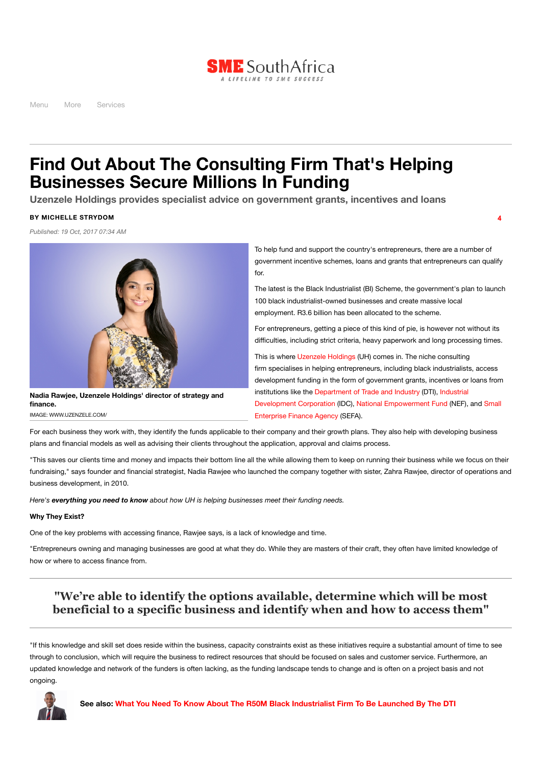# Find Out About The Consulting Firm That's Helping Businesses Secure Millions In Funding

## Uzenzele Holdings provides specialist advice on government grants, incentives and loans

**BY MICHELLE STRYDOM**

*Published: 19 Oct, 2017 07:34 AM*

**Nadia Rawjee, Uzenzele Holdings' director of strategy and finance.**
IMAGE: WWW.UZENZELE.COM/

To help fund and support the country's entrepreneurs, there are a number of government incentive schemes, loans and grants that entrepreneurs can qualify for.

The latest is the Black Industrialist (BI) Scheme, the government's plan to launch 100 black industrialist-owned businesses and create massive local employment. R3.6 billion has been allocated to the scheme.

For entrepreneurs, getting a piece of this kind of pie, is however not without its difficulties, including strict criteria, heavy paperwork and long processing times.

This is where Uzenzele Holdings (UH) comes in. The niche consulting firm specialises in helping entrepreneurs, including black industrialists, access development funding in the form of government grants, incentives or loans from institutions like the Department of Trade and Industry (DTI), Industrial Development Corporation (IDC), National Empowerment Fund (NEF), and Small Enterprise Finance Agency (SEFA).

For each business they work with, they identify the funds applicable to their company and their growth plans. They also help with developing business plans and financial models as well as advising their clients throughout the application, approval and claims process.

"This saves our clients time and money and impacts their bottom line all the while allowing them to keep on running their business while we focus on their fundraising," says founder and financial strategist, Nadia Rawjee who launched the company together with sister, Zahra Rawjee, director of operations and business development, in 2010.

*Here's **everything you need to know** about how UH is helping businesses meet their funding needs.*

**Why They Exist?**

One of the key problems with accessing finance, Rawjee says, is a lack of knowledge and time.

"Entrepreneurs owning and managing businesses are good at what they do. While they are masters of their craft, they often have limited knowledge of how or where to access finance from.

> **"We're able to identify the options available, determine which will be most beneficial to a specific business and identify when and how to access them"**

"If this knowledge and skill set does reside within the business, capacity constraints exist as these initiatives require a substantial amount of time to see through to conclusion, which will require the business to redirect resources that should be focused on sales and customer service. Furthermore, an updated knowledge and network of the funders is often lacking, as the funding landscape tends to change and is often on a project basis and not ongoing.

**See also: What You Need To Know About The R50M Black Industrialist Firm To Be Launched By The DTI**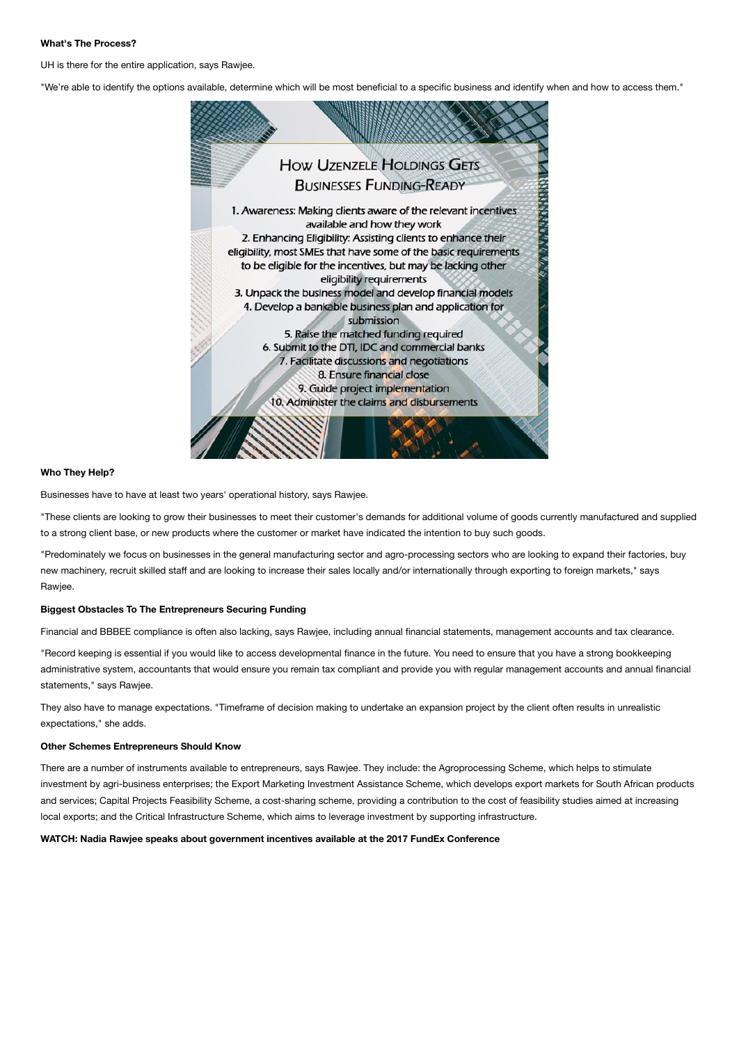**What's The Process?**

UH is there for the entire application, says Rawjee.

"We're able to identify the options available, determine which will be most beneficial to a specific business and identify when and how to access them."

### How Uzenzele Holdings Gets Businesses Funding-Ready

1. Awareness: Making clients aware of the relevant incentives available and how they work
2. Enhancing Eligibility: Assisting clients to enhance their eligibility, most SMEs that have some of the basic requirements to be eligible for the incentives, but may be lacking other eligibility requirements
3. Unpack the business model and develop financial models
4. Develop a bankable business plan and application for submission
5. Raise the matched funding required
6. Submit to the DTI, IDC and commercial banks
7. Facilitate discussions and negotiations
8. Ensure financial close
9. Guide project implementation
10. Administer the claims and disbursements

**Who They Help?**

Businesses have to have at least two years' operational history, says Rawjee.

"These clients are looking to grow their businesses to meet their customer's demands for additional volume of goods currently manufactured and supplied to a strong client base, or new products where the customer or market have indicated the intention to buy such goods.

"Predominately we focus on businesses in the general manufacturing sector and agro-processing sectors who are looking to expand their factories, buy new machinery, recruit skilled staff and are looking to increase their sales locally and/or internationally through exporting to foreign markets," says Rawjee.

**Biggest Obstacles To The Entrepreneurs Securing Funding**

Financial and BBBEE compliance is often also lacking, says Rawjee, including annual financial statements, management accounts and tax clearance.

"Record keeping is essential if you would like to access developmental finance in the future. You need to ensure that you have a strong bookkeeping administrative system, accountants that would ensure you remain tax compliant and provide you with regular management accounts and annual financial statements," says Rawjee.

They also have to manage expectations. "Timeframe of decision making to undertake an expansion project by the client often results in unrealistic expectations," she adds.

**Other Schemes Entrepreneurs Should Know**

There are a number of instruments available to entrepreneurs, says Rawjee. They include: the Agroprocessing Scheme, which helps to stimulate investment by agri-business enterprises; the Export Marketing Investment Assistance Scheme, which develops export markets for South African products and services; Capital Projects Feasibility Scheme, a cost-sharing scheme, providing a contribution to the cost of feasibility studies aimed at increasing local exports; and the Critical Infrastructure Scheme, which aims to leverage investment by supporting infrastructure.

**WATCH: Nadia Rawjee speaks about government incentives available at the 2017 FundEx Conference**